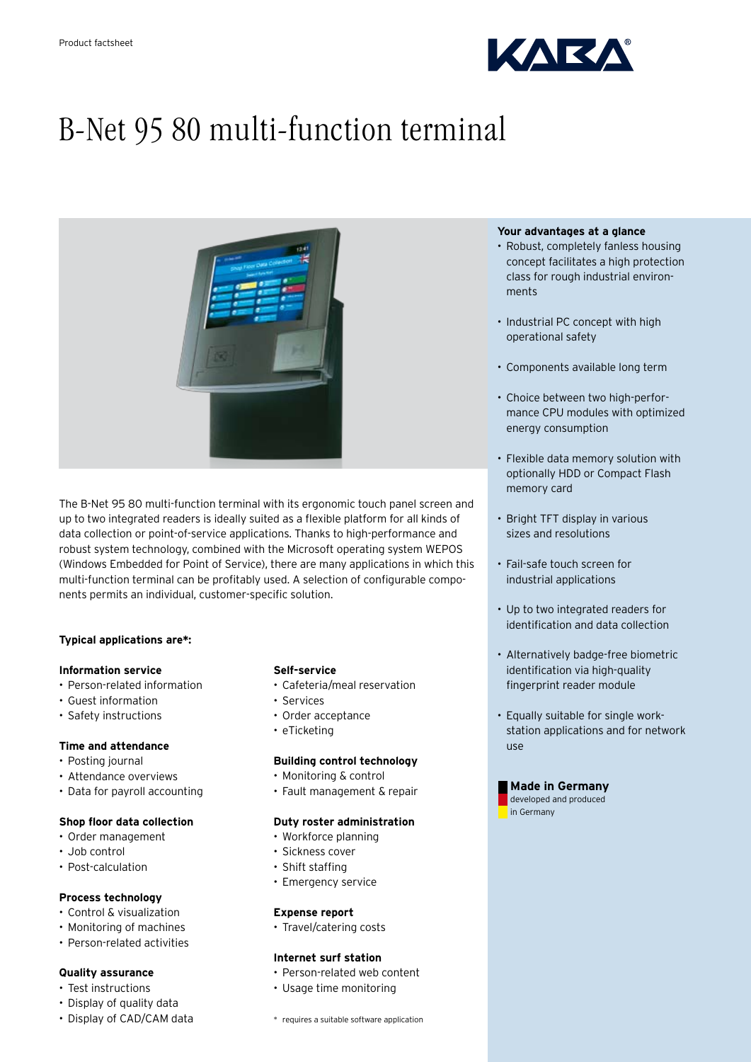Product factsheet

# B-Net 95 80 multi-function terminal

The B-Net 95 80 multi-function terminal with its ergonomic touch panel screen and up to two integrated readers is ideally suited as a flexible platform for all kinds of data collection or point-of-service applications. Thanks to high-performance and robust system technology, combined with the Microsoft operating system WEPOS (Windows Embedded for Point of Service), there are many applications in which this multi-function terminal can be profitably used. A selection of configurable components permits an individual, customer-specific solution.

**Typical applications are*:**

**Information service**
- Person-related information
- Guest information
- Safety instructions

**Time and attendance**
- Posting journal
- Attendance overviews
- Data for payroll accounting

**Shop floor data collection**
- Order management
- Job control
- Post-calculation

**Process technology**
- Control & visualization
- Monitoring of machines
- Person-related activities

**Quality assurance**
- Test instructions
- Display of quality data
- Display of CAD/CAM data

**Self-service**
- Cafeteria/meal reservation
- Services
- Order acceptance
- eTicketing

**Building control technology**
- Monitoring & control
- Fault management & repair

**Duty roster administration**
- Workforce planning
- Sickness cover
- Shift staffing
- Emergency service

**Expense report**
- Travel/catering costs

**Internet surf station**
- Person-related web content
- Usage time monitoring

\* requires a suitable software application

**Your advantages at a glance**
- Robust, completely fanless housing concept facilitates a high protection class for rough industrial environments
- Industrial PC concept with high operational safety
- Components available long term
- Choice between two high-performance CPU modules with optimized energy consumption
- Flexible data memory solution with optionally HDD or Compact Flash memory card
- Bright TFT display in various sizes and resolutions
- Fail-safe touch screen for industrial applications
- Up to two integrated readers for identification and data collection
- Alternatively badge-free biometric identification via high-quality fingerprint reader module
- Equally suitable for single workstation applications and for network use

**Made in Germany**
developed and produced in Germany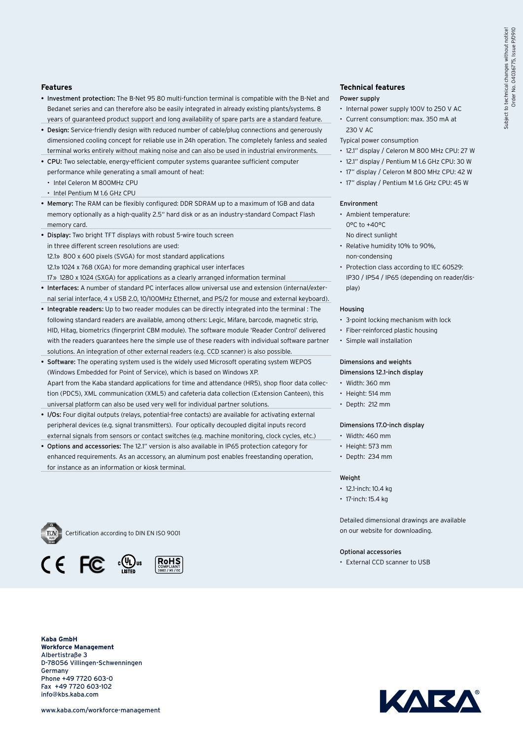## Features

- **Investment protection:** The B-Net 95 80 multi-function terminal is compatible with the B-Net and Bedanet series and can therefore also be easily integrated in already existing plants/systems. 8 years of guaranteed product support and long availability of spare parts are a standard feature.
- **Design:** Service-friendly design with reduced number of cable/plug connections and generously dimensioned cooling concept for reliable use in 24h operation. The completely fanless and sealed terminal works entirely without making noise and can also be used in industrial environments.
- **CPU:** Two selectable, energy-efficient computer systems guarantee sufficient computer performance while generating a small amount of heat:
  - Intel Celeron M 800MHz CPU
  - Intel Pentium M 1.6 GHz CPU
- **Memory:** The RAM can be flexibly configured: DDR SDRAM up to a maximum of 1GB and data memory optionally as a high-quality 2.5" hard disk or as an industry-standard Compact Flash memory card.
- **Display:** Two bright TFT displays with robust 5-wire touch screen in three different screen resolutions are used:
  12.1» 800 x 600 pixels (SVGA) for most standard applications
  12.1» 1024 x 768 (XGA) for more demanding graphical user interfaces
  17» 1280 x 1024 (SXGA) for applications as a clearly arranged information terminal
- **Interfaces:** A number of standard PC interfaces allow universal use and extension (internal/external serial interface, 4 x USB 2.0, 10/100MHz Ethernet, and PS/2 for mouse and external keyboard).
- **Integrable readers:** Up to two reader modules can be directly integrated into the terminal : The following standard readers are available, among others: Legic, Mifare, barcode, magnetic strip, HID, Hitag, biometrics (fingerprint CBM module). The software module 'Reader Control' delivered with the readers guarantees here the simple use of these readers with individual software partner solutions. An integration of other external readers (e.g. CCD scanner) is also possible.
- **Software:** The operating system used is the widely used Microsoft operating system WEPOS (Windows Embedded for Point of Service), which is based on Windows XP.
  Apart from the Kaba standard applications for time and attendance (HR5), shop floor data collection (PDC5), XML communication (XML5) and cafeteria data collection (Extension Canteen), this universal platform can also be used very well for individual partner solutions.
- **I/Os:** Four digital outputs (relays, potential-free contacts) are available for activating external peripheral devices (e.g. signal transmitters). Four optically decoupled digital inputs record external signals from sensors or contact switches (e.g. machine monitoring, clock cycles, etc.)
- **Options and accessories:** The 12.1" version is also available in IP65 protection category for enhanced requirements. As an accessory, an aluminum post enables freestanding operation, for instance as an information or kiosk terminal.

Certification according to DIN EN ISO 9001

## Technical features

**Power supply**

- Internal power supply 100V to 250 V AC
- Current consumption: max. 350 mA at 230 V AC

Typical power consumption

- 12.1" display / Celeron M 800 MHz CPU: 27 W
- 12.1" display / Pentium M 1.6 GHz CPU: 30 W
- 17" display / Celeron M 800 MHz CPU: 42 W
- 17" display / Pentium M 1.6 GHz CPU: 45 W

**Environment**

- Ambient temperature:
  0°C to +40°C
  No direct sunlight
- Relative humidity 10% to 90%, non-condensing
- Protection class according to IEC 60529: IP30 / IP54 / IP65 (depending on reader/display)

**Housing**

- 3-point locking mechanism with lock
- Fiber-reinforced plastic housing
- Simple wall installation

**Dimensions and weights**

Dimensions 12.1-inch display

- Width: 360 mm
- Height: 514 mm
- Depth: 212 mm

Dimensions 17.0-inch display

- Width: 460 mm
- Height: 573 mm
- Depth: 234 mm

**Weight**

- 12.1-inch: 10.4 kg
- 17-inch: 15.4 kg

Detailed dimensional drawings are available on our website for downloading.

**Optional accessories**

- External CCD scanner to USB

Subject to technical changes without notice! Order No. 04036775, Issue P/0910

**Kaba GmbH**
**Workforce Management**
Albertistraße 3
D-78056 Villingen-Schwenningen
Germany
Phone +49 7720 603-0
Fax +49 7720 603-102
info@kbs.kaba.com

www.kaba.com/workforce-management